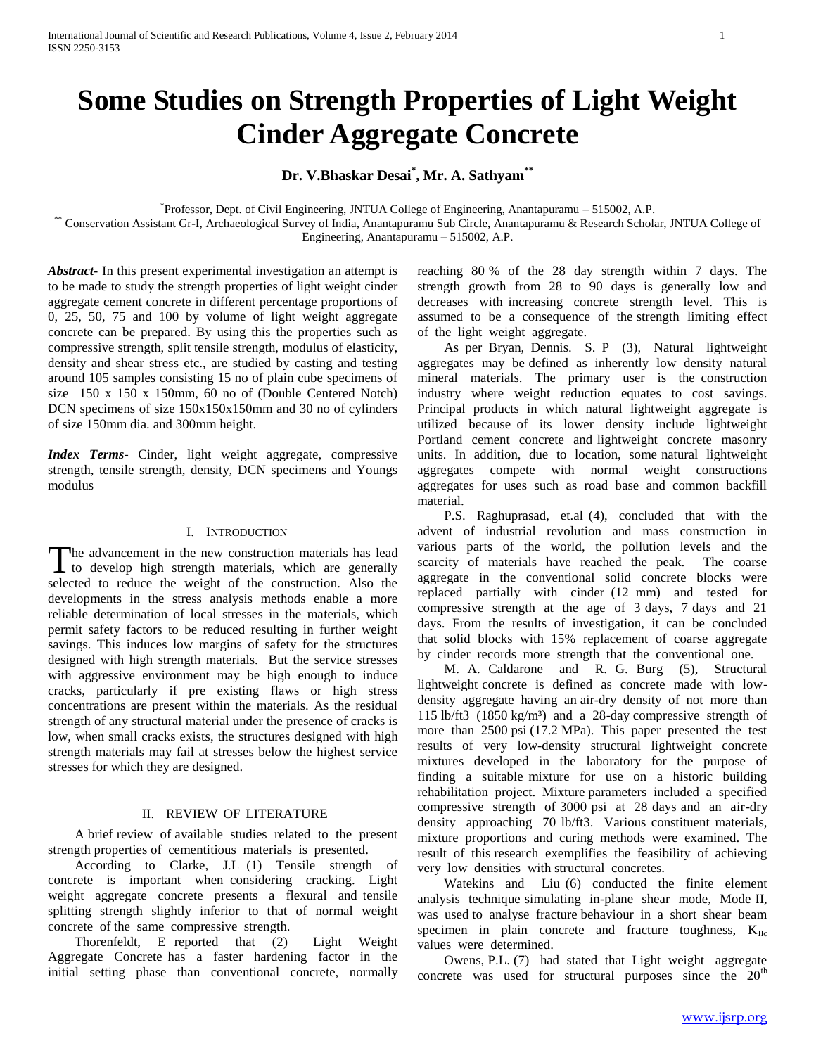# Some Studies on Strength Properties of Light Weight Cinder Aggregate Concrete

**Dr. V.Bhaskar Desai[*], Mr. A. Sathyam[**]**

[*] Professor, Dept. of Civil Engineering, JNTUA College of Engineering, Anantapuramu – 515002, A.P.
[**] Conservation Assistant Gr-I, Archaeological Survey of India, Anantapuramu Sub Circle, Anantapuramu & Research Scholar, JNTUA College of Engineering, Anantapuramu – 515002, A.P.

***Abstract***- In this present experimental investigation an attempt is to be made to study the strength properties of light weight cinder aggregate cement concrete in different percentage proportions of 0, 25, 50, 75 and 100 by volume of light weight aggregate concrete can be prepared. By using this the properties such as compressive strength, split tensile strength, modulus of elasticity, density and shear stress etc., are studied by casting and testing around 105 samples consisting 15 no of plain cube specimens of size 150 x 150 x 150mm, 60 no of (Double Centered Notch) DCN specimens of size 150x150x150mm and 30 no of cylinders of size 150mm dia. and 300mm height.

***Index Terms***- Cinder, light weight aggregate, compressive strength, tensile strength, density, DCN specimens and Youngs modulus

## I. Introduction

The advancement in the new construction materials has lead to develop high strength materials, which are generally selected to reduce the weight of the construction. Also the developments in the stress analysis methods enable a more reliable determination of local stresses in the materials, which permit safety factors to be reduced resulting in further weight savings. This induces low margins of safety for the structures designed with high strength materials. But the service stresses with aggressive environment may be high enough to induce cracks, particularly if pre existing flaws or high stress concentrations are present within the materials. As the residual strength of any structural material under the presence of cracks is low, when small cracks exists, the structures designed with high strength materials may fail at stresses below the highest service stresses for which they are designed.

## II. Review of Literature

A brief review of available studies related to the present strength properties of cementitious materials is presented.

According to Clarke, J.L (1) Tensile strength of concrete is important when considering cracking. Light weight aggregate concrete presents a flexural and tensile splitting strength slightly inferior to that of normal weight concrete of the same compressive strength.

Thorenfeldt, E reported that (2) Light Weight Aggregate Concrete has a faster hardening factor in the initial setting phase than conventional concrete, normally reaching 80 % of the 28 day strength within 7 days. The strength growth from 28 to 90 days is generally low and decreases with increasing concrete strength level. This is assumed to be a consequence of the strength limiting effect of the light weight aggregate.

As per Bryan, Dennis. S. P (3), Natural lightweight aggregates may be defined as inherently low density natural mineral materials. The primary user is the construction industry where weight reduction equates to cost savings. Principal products in which natural lightweight aggregate is utilized because of its lower density include lightweight Portland cement concrete and lightweight concrete masonry units. In addition, due to location, some natural lightweight aggregates compete with normal weight constructions aggregates for uses such as road base and common backfill material.

P.S. Raghuprasad, et.al (4), concluded that with the advent of industrial revolution and mass construction in various parts of the world, the pollution levels and the scarcity of materials have reached the peak. The coarse aggregate in the conventional solid concrete blocks were replaced partially with cinder (12 mm) and tested for compressive strength at the age of 3 days, 7 days and 21 days. From the results of investigation, it can be concluded that solid blocks with 15% replacement of coarse aggregate by cinder records more strength that the conventional one.

M. A. Caldarone and R. G. Burg (5), Structural lightweight concrete is defined as concrete made with low-density aggregate having an air-dry density of not more than 115 lb/ft3 (1850 kg/m³) and a 28-day compressive strength of more than 2500 psi (17.2 MPa). This paper presented the test results of very low-density structural lightweight concrete mixtures developed in the laboratory for the purpose of finding a suitable mixture for use on a historic building rehabilitation project. Mixture parameters included a specified compressive strength of 3000 psi at 28 days and an air-dry density approaching 70 lb/ft3. Various constituent materials, mixture proportions and curing methods were examined. The result of this research exemplifies the feasibility of achieving very low densities with structural concretes.

Watekins and Liu (6) conducted the finite element analysis technique simulating in-plane shear mode, Mode II, was used to analyse fracture behaviour in a short shear beam specimen in plain concrete and fracture toughness, $K_{IIc}$ values were determined.

Owens, P.L. (7) had stated that Light weight aggregate concrete was used for structural purposes since the $20^{th}$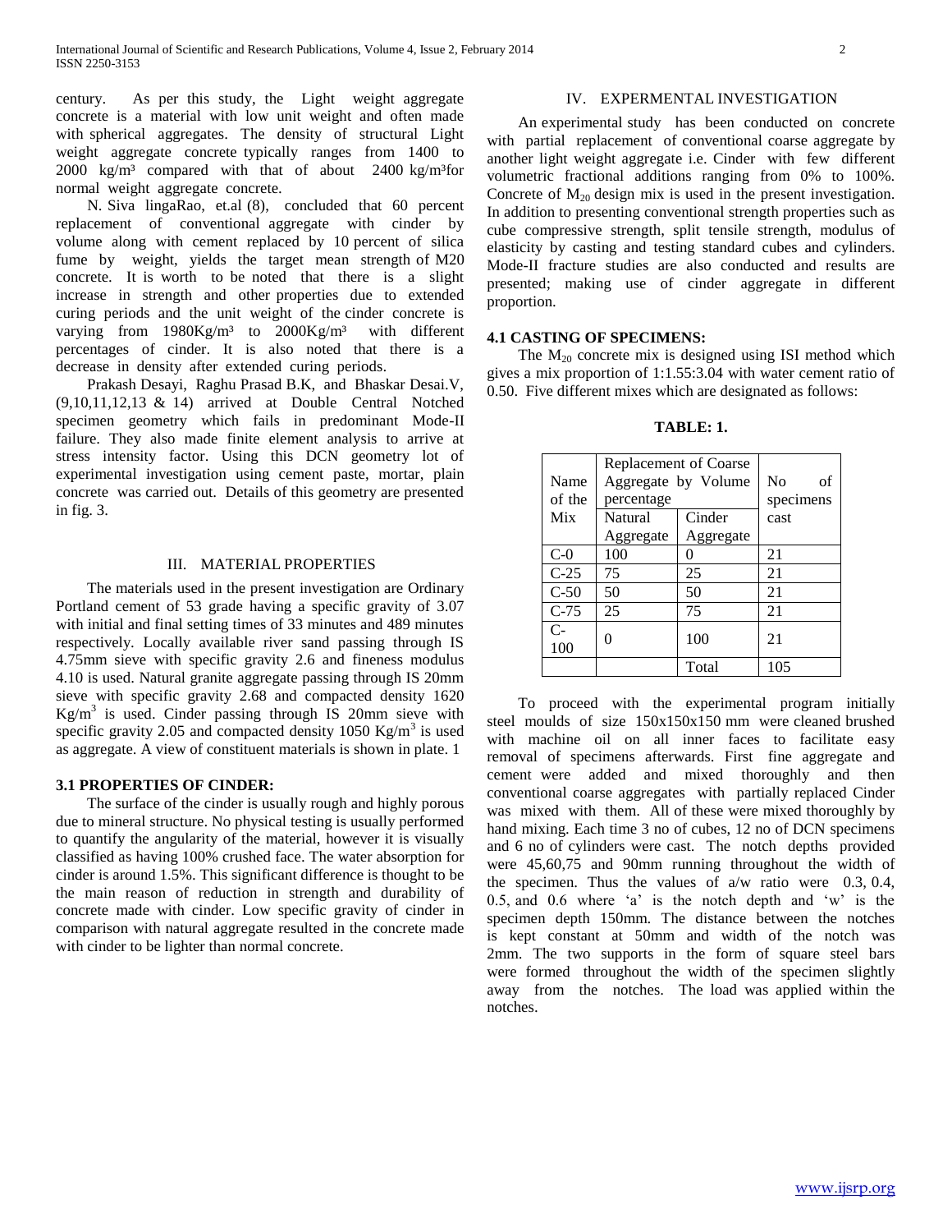century. As per this study, the Light weight aggregate concrete is a material with low unit weight and often made with spherical aggregates. The density of structural Light weight aggregate concrete typically ranges from 1400 to 2000 kg/m³ compared with that of about 2400 kg/m³for normal weight aggregate concrete.

N. Siva lingaRao, et.al (8), concluded that 60 percent replacement of conventional aggregate with cinder by volume along with cement replaced by 10 percent of silica fume by weight, yields the target mean strength of M20 concrete. It is worth to be noted that there is a slight increase in strength and other properties due to extended curing periods and the unit weight of the cinder concrete is varying from 1980Kg/m³ to 2000Kg/m³ with different percentages of cinder. It is also noted that there is a decrease in density after extended curing periods.

Prakash Desayi, Raghu Prasad B.K, and Bhaskar Desai.V, (9,10,11,12,13 & 14) arrived at Double Central Notched specimen geometry which fails in predominant Mode-II failure. They also made finite element analysis to arrive at stress intensity factor. Using this DCN geometry lot of experimental investigation using cement paste, mortar, plain concrete was carried out. Details of this geometry are presented in fig. 3.

## III. MATERIAL PROPERTIES

The materials used in the present investigation are Ordinary Portland cement of 53 grade having a specific gravity of 3.07 with initial and final setting times of 33 minutes and 489 minutes respectively. Locally available river sand passing through IS 4.75mm sieve with specific gravity 2.6 and fineness modulus 4.10 is used. Natural granite aggregate passing through IS 20mm sieve with specific gravity 2.68 and compacted density 1620 $Kg/m^3$ is used. Cinder passing through IS 20mm sieve with specific gravity 2.05 and compacted density 1050 $Kg/m^3$ is used as aggregate. A view of constituent materials is shown in plate. 1

### 3.1 PROPERTIES OF CINDER:

The surface of the cinder is usually rough and highly porous due to mineral structure. No physical testing is usually performed to quantify the angularity of the material, however it is visually classified as having 100% crushed face. The water absorption for cinder is around 1.5%. This significant difference is thought to be the main reason of reduction in strength and durability of concrete made with cinder. Low specific gravity of cinder in comparison with natural aggregate resulted in the concrete made with cinder to be lighter than normal concrete.

## IV. EXPERMENTAL INVESTIGATION

An experimental study has been conducted on concrete with partial replacement of conventional coarse aggregate by another light weight aggregate i.e. Cinder with few different volumetric fractional additions ranging from 0% to 100%. Concrete of $M_{20}$ design mix is used in the present investigation. In addition to presenting conventional strength properties such as cube compressive strength, split tensile strength, modulus of elasticity by casting and testing standard cubes and cylinders. Mode-II fracture studies are also conducted and results are presented; making use of cinder aggregate in different proportion.

### 4.1 CASTING OF SPECIMENS:

The $M_{20}$ concrete mix is designed using ISI method which gives a mix proportion of 1:1.55:3.04 with water cement ratio of 0.50. Five different mixes which are designated as follows:

**TABLE: 1.**

| Name of the Mix | Replacement of Coarse Aggregate by Volume percentage | | No of specimens cast |
|---|---|---|---|
| | Natural Aggregate | Cinder Aggregate | |
| C-0 | 100 | 0 | 21 |
| C-25 | 75 | 25 | 21 |
| C-50 | 50 | 50 | 21 |
| C-75 | 25 | 75 | 21 |
| C-100 | 0 | 100 | 21 |
| | | Total | 105 |

To proceed with the experimental program initially steel moulds of size 150x150x150 mm were cleaned brushed with machine oil on all inner faces to facilitate easy removal of specimens afterwards. First fine aggregate and cement were added and mixed thoroughly and then conventional coarse aggregates with partially replaced Cinder was mixed with them. All of these were mixed thoroughly by hand mixing. Each time 3 no of cubes, 12 no of DCN specimens and 6 no of cylinders were cast. The notch depths provided were 45,60,75 and 90mm running throughout the width of the specimen. Thus the values of a/w ratio were 0.3, 0.4, 0.5, and 0.6 where 'a' is the notch depth and 'w' is the specimen depth 150mm. The distance between the notches is kept constant at 50mm and width of the notch was 2mm. The two supports in the form of square steel bars were formed throughout the width of the specimen slightly away from the notches. The load was applied within the notches.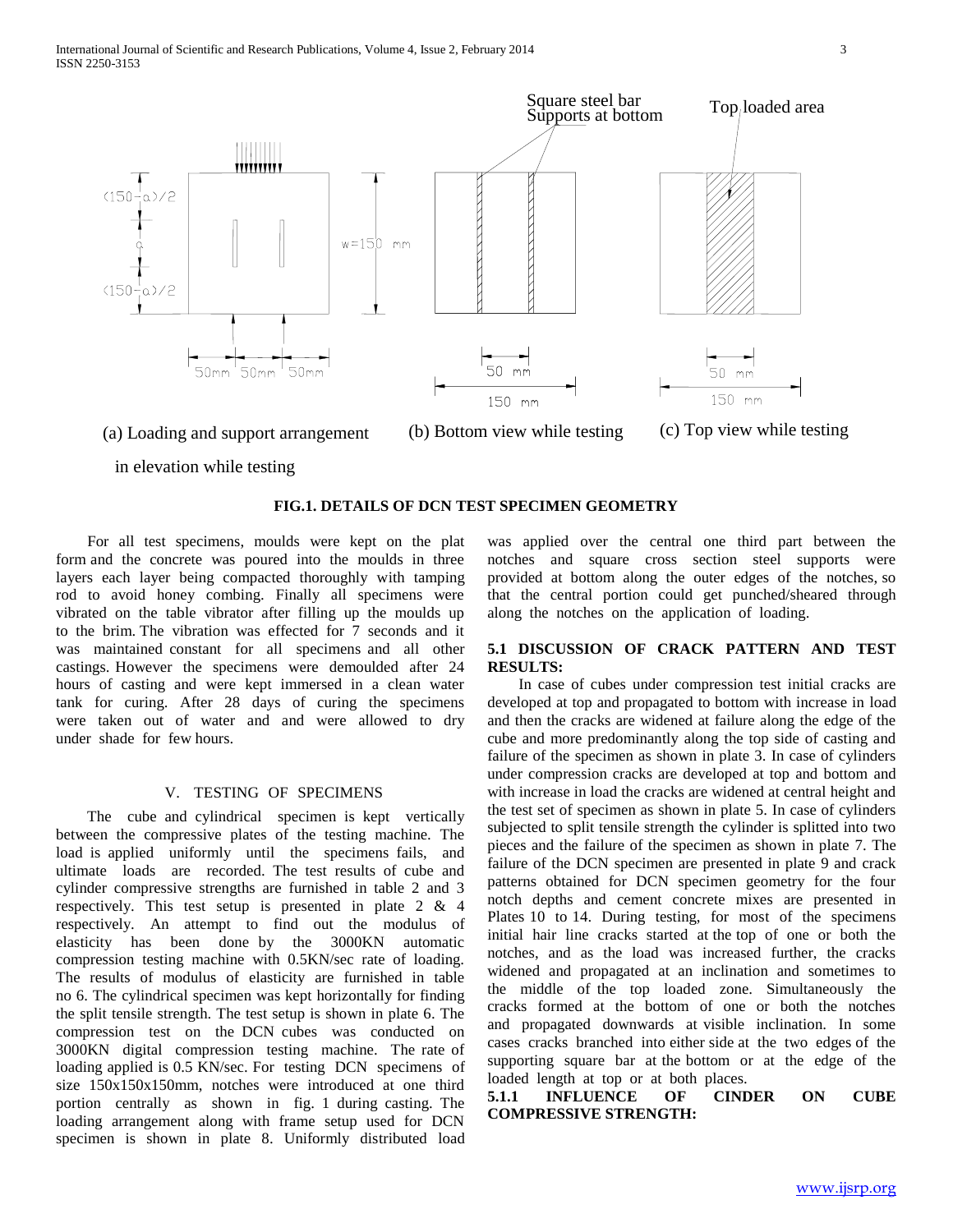Square steel bar
Supports at bottom

Top loaded area

(150−a)/2

a

(150−a)/2

w=150 mm

50mm 50mm 50mm

50 mm

150 mm

50 mm

150 mm

(a) Loading and support arrangement in elevation while testing

(b) Bottom view while testing

(c) Top view while testing

**FIG.1. DETAILS OF DCN TEST SPECIMEN GEOMETRY**

For all test specimens, moulds were kept on the plat form and the concrete was poured into the moulds in three layers each layer being compacted thoroughly with tamping rod to avoid honey combing. Finally all specimens were vibrated on the table vibrator after filling up the moulds up to the brim. The vibration was effected for 7 seconds and it was maintained constant for all specimens and all other castings. However the specimens were demoulded after 24 hours of casting and were kept immersed in a clean water tank for curing. After 28 days of curing the specimens were taken out of water and and were allowed to dry under shade for few hours.

## V. TESTING OF SPECIMENS

The cube and cylindrical specimen is kept vertically between the compressive plates of the testing machine. The load is applied uniformly until the specimens fails, and ultimate loads are recorded. The test results of cube and cylinder compressive strengths are furnished in table 2 and 3 respectively. This test setup is presented in plate 2 & 4 respectively. An attempt to find out the modulus of elasticity has been done by the 3000KN automatic compression testing machine with 0.5KN/sec rate of loading. The results of modulus of elasticity are furnished in table no 6. The cylindrical specimen was kept horizontally for finding the split tensile strength. The test setup is shown in plate 6. The compression test on the DCN cubes was conducted on 3000KN digital compression testing machine. The rate of loading applied is 0.5 KN/sec. For testing DCN specimens of size 150x150x150mm, notches were introduced at one third portion centrally as shown in fig. 1 during casting. The loading arrangement along with frame setup used for DCN specimen is shown in plate 8. Uniformly distributed load was applied over the central one third part between the notches and square cross section steel supports were provided at bottom along the outer edges of the notches, so that the central portion could get punched/sheared through along the notches on the application of loading.

### 5.1 DISCUSSION OF CRACK PATTERN AND TEST RESULTS:

In case of cubes under compression test initial cracks are developed at top and propagated to bottom with increase in load and then the cracks are widened at failure along the edge of the cube and more predominantly along the top side of casting and failure of the specimen as shown in plate 3. In case of cylinders under compression cracks are developed at top and bottom and with increase in load the cracks are widened at central height and the test set of specimen as shown in plate 5. In case of cylinders subjected to split tensile strength the cylinder is splitted into two pieces and the failure of the specimen as shown in plate 7. The failure of the DCN specimen are presented in plate 9 and crack patterns obtained for DCN specimen geometry for the four notch depths and cement concrete mixes are presented in Plates 10 to 14. During testing, for most of the specimens initial hair line cracks started at the top of one or both the notches, and as the load was increased further, the cracks widened and propagated at an inclination and sometimes to the middle of the top loaded zone. Simultaneously the cracks formed at the bottom of one or both the notches and propagated downwards at visible inclination. In some cases cracks branched into either side at the two edges of the supporting square bar at the bottom or at the edge of the loaded length at top or at both places.

#### 5.1.1 INFLUENCE OF CINDER ON CUBE COMPRESSIVE STRENGTH: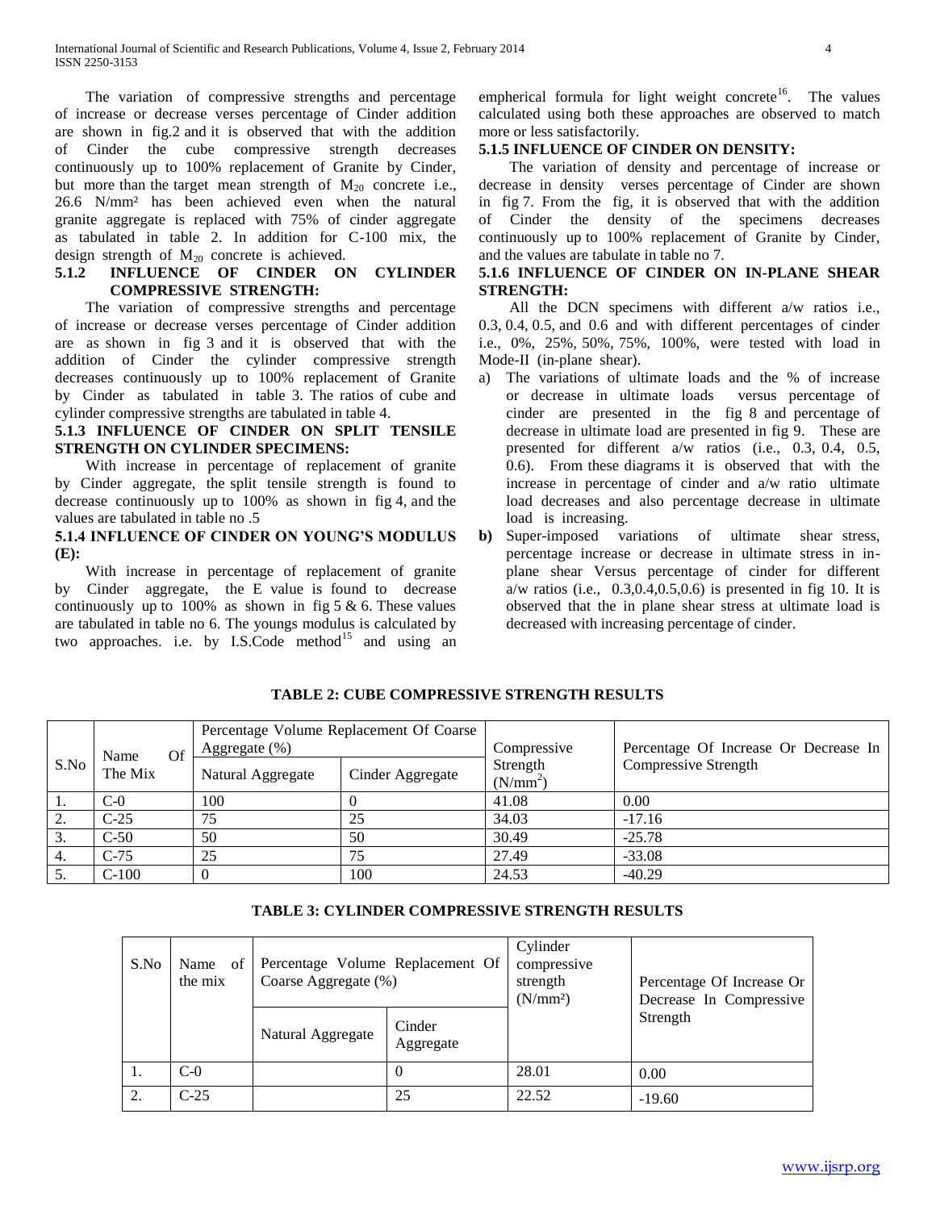The variation of compressive strengths and percentage of increase or decrease verses percentage of Cinder addition are shown in fig.2 and it is observed that with the addition of Cinder the cube compressive strength decreases continuously up to 100% replacement of Granite by Cinder, but more than the target mean strength of $M_{20}$ concrete i.e., 26.6 N/mm² has been achieved even when the natural granite aggregate is replaced with 75% of cinder aggregate as tabulated in table 2. In addition for C-100 mix, the design strength of $M_{20}$ concrete is achieved.

### 5.1.2 INFLUENCE OF CINDER ON CYLINDER COMPRESSIVE STRENGTH:

The variation of compressive strengths and percentage of increase or decrease verses percentage of Cinder addition are as shown in fig 3 and it is observed that with the addition of Cinder the cylinder compressive strength decreases continuously up to 100% replacement of Granite by Cinder as tabulated in table 3. The ratios of cube and cylinder compressive strengths are tabulated in table 4.

### 5.1.3 INFLUENCE OF CINDER ON SPLIT TENSILE STRENGTH ON CYLINDER SPECIMENS:

With increase in percentage of replacement of granite by Cinder aggregate, the split tensile strength is found to decrease continuously up to 100% as shown in fig 4, and the values are tabulated in table no .5

### 5.1.4 INFLUENCE OF CINDER ON YOUNG'S MODULUS (E):

With increase in percentage of replacement of granite by Cinder aggregate, the E value is found to decrease continuously up to 100% as shown in fig 5 & 6. These values are tabulated in table no 6. The youngs modulus is calculated by two approaches. i.e. by I.S.Code method[15] and using an empherical formula for light weight concrete[16]. The values calculated using both these approaches are observed to match more or less satisfactorily.

### 5.1.5 INFLUENCE OF CINDER ON DENSITY:

The variation of density and percentage of increase or decrease in density verses percentage of Cinder are shown in fig 7. From the fig, it is observed that with the addition of Cinder the density of the specimens decreases continuously up to 100% replacement of Granite by Cinder, and the values are tabulate in table no 7.

### 5.1.6 INFLUENCE OF CINDER ON IN-PLANE SHEAR STRENGTH:

All the DCN specimens with different a/w ratios i.e., 0.3, 0.4, 0.5, and 0.6 and with different percentages of cinder i.e., 0%, 25%, 50%, 75%, 100%, were tested with load in Mode-II (in-plane shear).

a) The variations of ultimate loads and the % of increase or decrease in ultimate loads versus percentage of cinder are presented in the fig 8 and percentage of decrease in ultimate load are presented in fig 9. These are presented for different a/w ratios (i.e., 0.3, 0.4, 0.5, 0.6). From these diagrams it is observed that with the increase in percentage of cinder and a/w ratio ultimate load decreases and also percentage decrease in ultimate load is increasing.

**b)** Super-imposed variations of ultimate shear stress, percentage increase or decrease in ultimate stress in in-plane shear Versus percentage of cinder for different a/w ratios (i.e., 0.3,0.4,0.5,0.6) is presented in fig 10. It is observed that the in plane shear stress at ultimate load is decreased with increasing percentage of cinder.

**TABLE 2: CUBE COMPRESSIVE STRENGTH RESULTS**

| S.No | Name Of The Mix | Percentage Volume Replacement Of Coarse Aggregate (%) | | Compressive Strength (N/mm$^2$) | Percentage Of Increase Or Decrease In Compressive Strength |
|---|---|---|---|---|---|
| | | Natural Aggregate | Cinder Aggregate | | |
| 1. | C-0 | 100 | 0 | 41.08 | 0.00 |
| 2. | C-25 | 75 | 25 | 34.03 | -17.16 |
| 3. | C-50 | 50 | 50 | 30.49 | -25.78 |
| 4. | C-75 | 25 | 75 | 27.49 | -33.08 |
| 5. | C-100 | 0 | 100 | 24.53 | -40.29 |

**TABLE 3: CYLINDER COMPRESSIVE STRENGTH RESULTS**

| S.No | Name of the mix | Percentage Volume Replacement Of Coarse Aggregate (%) | | Cylinder compressive strength (N/mm²) | Percentage Of Increase Or Decrease In Compressive Strength |
|---|---|---|---|---|---|
| | | Natural Aggregate | Cinder Aggregate | | |
| 1. | C-0 | | 0 | 28.01 | 0.00 |
| 2. | C-25 | | 25 | 22.52 | -19.60 |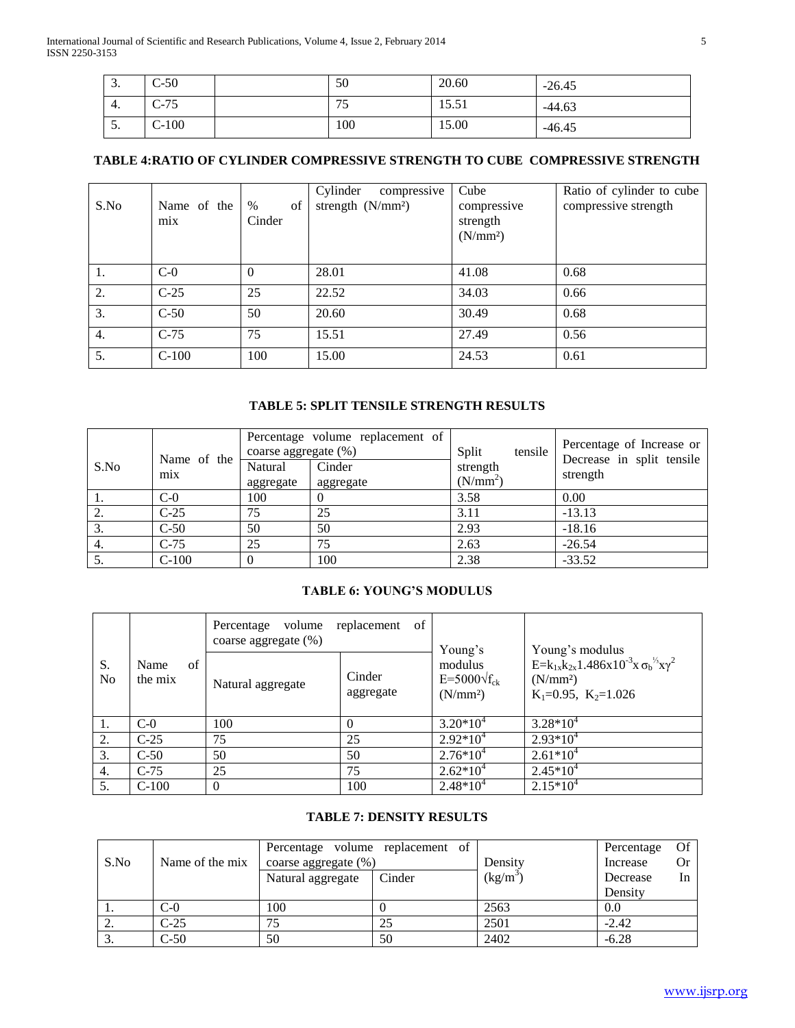| | | | | | |
|---|---|---|---|---|---|
| 3. | C-50 | | 50 | 20.60 | -26.45 |
| 4. | C-75 | | 75 | 15.51 | -44.63 |
| 5. | C-100 | | 100 | 15.00 | -46.45 |

**TABLE 4:RATIO OF CYLINDER COMPRESSIVE STRENGTH TO CUBE COMPRESSIVE STRENGTH**

| S.No | Name of the mix | % of Cinder | Cylinder compressive strength ($N/mm^2$) | Cube compressive strength ($N/mm^2$) | Ratio of cylinder to cube compressive strength |
|---|---|---|---|---|---|
| 1. | C-0 | 0 | 28.01 | 41.08 | 0.68 |
| 2. | C-25 | 25 | 22.52 | 34.03 | 0.66 |
| 3. | C-50 | 50 | 20.60 | 30.49 | 0.68 |
| 4. | C-75 | 75 | 15.51 | 27.49 | 0.56 |
| 5. | C-100 | 100 | 15.00 | 24.53 | 0.61 |

**TABLE 5: SPLIT TENSILE STRENGTH RESULTS**

| S.No | Name of the mix | Percentage volume replacement of coarse aggregate (%) | | Split tensile strength ($N/mm^2$) | Percentage of Increase or Decrease in split tensile strength |
|---|---|---|---|---|---|
| | | Natural aggregate | Cinder aggregate | | |
| 1. | C-0 | 100 | 0 | 3.58 | 0.00 |
| 2. | C-25 | 75 | 25 | 3.11 | -13.13 |
| 3. | C-50 | 50 | 50 | 2.93 | -18.16 |
| 4. | C-75 | 25 | 75 | 2.63 | -26.54 |
| 5. | C-100 | 0 | 100 | 2.38 | -33.52 |

**TABLE 6: YOUNG'S MODULUS**

| S. No | Name of the mix | Percentage volume replacement of coarse aggregate (%) | | Young's modulus $E=5000\sqrt{f_{ck}}$ ($N/mm^2$) | Young's modulus $E=k_{1x}k_{2x}1.486x10^{-3}x\,\sigma_b^{1/3}x\gamma^2$ ($N/mm^2$) $K_1=0.95$, $K_2=1.026$ |
|---|---|---|---|---|---|
| | | Natural aggregate | Cinder aggregate | | |
| 1. | C-0 | 100 | 0 | $3.20*10^4$ | $3.28*10^4$ |
| 2. | C-25 | 75 | 25 | $2.92*10^4$ | $2.93*10^4$ |
| 3. | C-50 | 50 | 50 | $2.76*10^4$ | $2.61*10^4$ |
| 4. | C-75 | 25 | 75 | $2.62*10^4$ | $2.45*10^4$ |
| 5. | C-100 | 0 | 100 | $2.48*10^4$ | $2.15*10^4$ |

**TABLE 7: DENSITY RESULTS**

| S.No | Name of the mix | Percentage volume replacement of coarse aggregate (%) | | Density ($kg/m^3$) | Percentage Of Increase Or Decrease In Density |
|---|---|---|---|---|---|
| | | Natural aggregate | Cinder | | |
| 1. | C-0 | 100 | 0 | 2563 | 0.0 |
| 2. | C-25 | 75 | 25 | 2501 | -2.42 |
| 3. | C-50 | 50 | 50 | 2402 | -6.28 |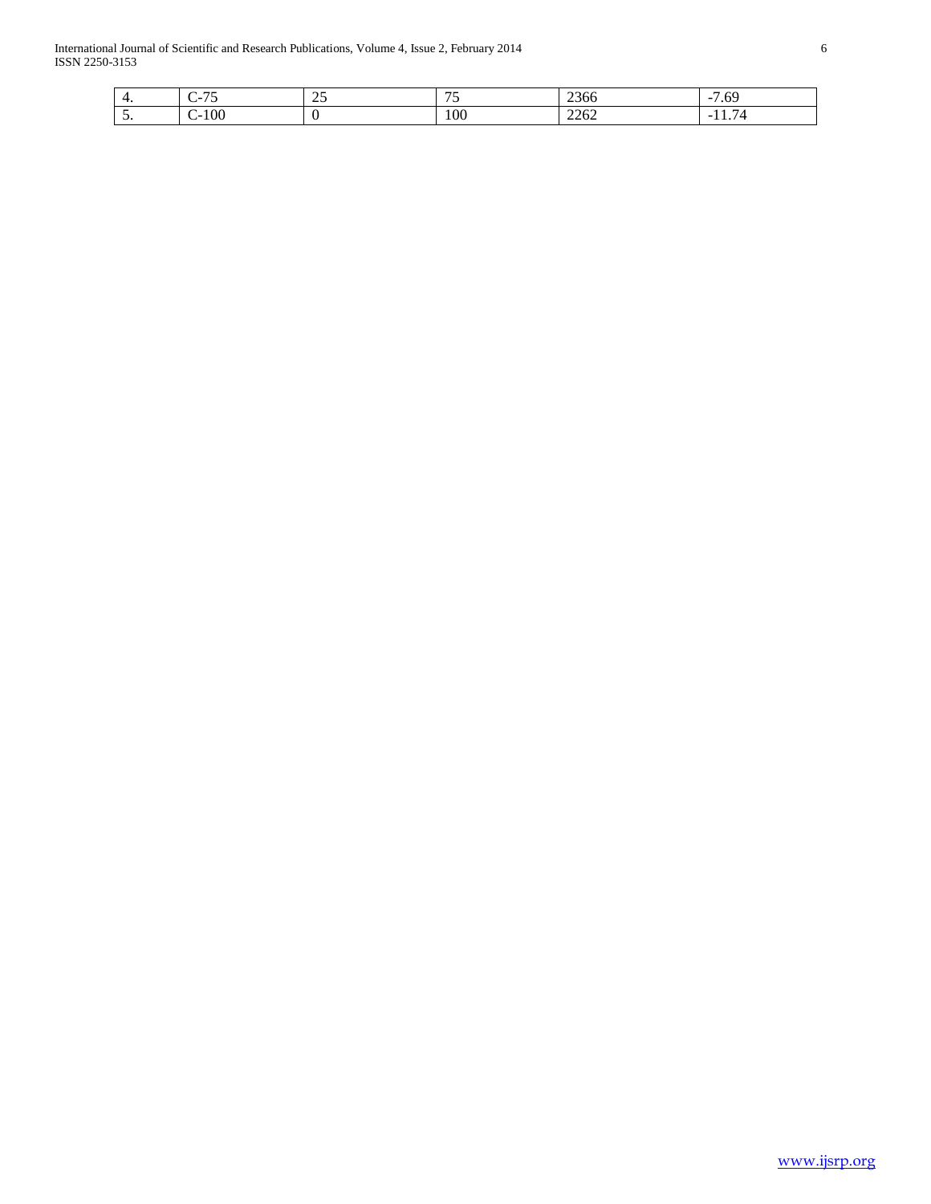| | | | | | |
|---|---|---|---|---|---|
| 4. | C-75 | 25 | 75 | 2366 | -7.69 |
| 5. | C-100 | 0 | 100 | 2262 | -11.74 |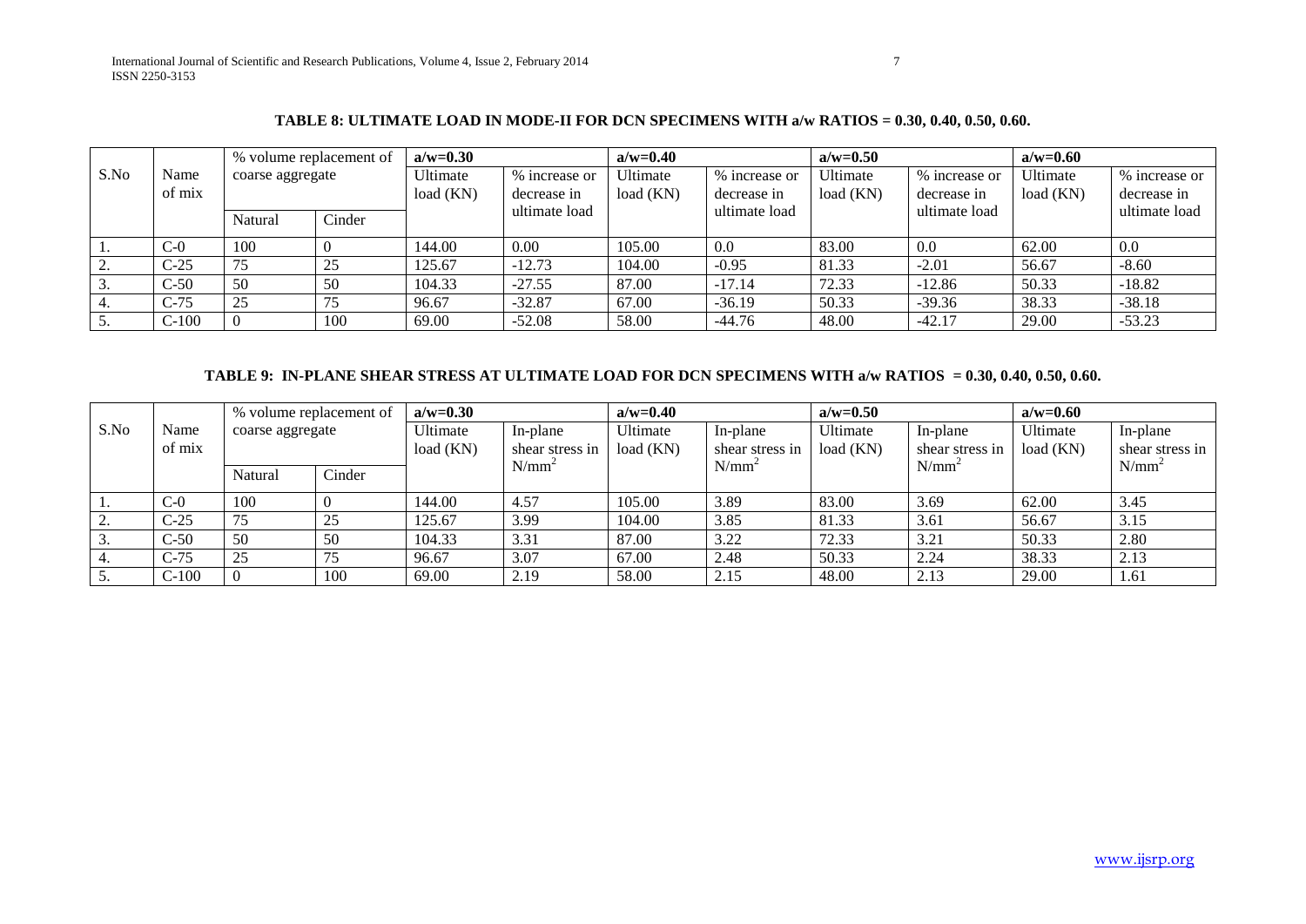**TABLE 8: ULTIMATE LOAD IN MODE-II FOR DCN SPECIMENS WITH a/w RATIOS = 0.30, 0.40, 0.50, 0.60.**

| S.No | Name of mix | % volume replacement of coarse aggregate | | a/w=0.30 | | a/w=0.40 | | a/w=0.50 | | a/w=0.60 | |
|---|---|---|---|---|---|---|---|---|---|---|---|
| | | Natural | Cinder | Ultimate load (KN) | % increase or decrease in ultimate load | Ultimate load (KN) | % increase or decrease in ultimate load | Ultimate load (KN) | % increase or decrease in ultimate load | Ultimate load (KN) | % increase or decrease in ultimate load |
| 1. | C-0 | 100 | 0 | 144.00 | 0.00 | 105.00 | 0.0 | 83.00 | 0.0 | 62.00 | 0.0 |
| 2. | C-25 | 75 | 25 | 125.67 | -12.73 | 104.00 | -0.95 | 81.33 | -2.01 | 56.67 | -8.60 |
| 3. | C-50 | 50 | 50 | 104.33 | -27.55 | 87.00 | -17.14 | 72.33 | -12.86 | 50.33 | -18.82 |
| 4. | C-75 | 25 | 75 | 96.67 | -32.87 | 67.00 | -36.19 | 50.33 | -39.36 | 38.33 | -38.18 |
| 5. | C-100 | 0 | 100 | 69.00 | -52.08 | 58.00 | -44.76 | 48.00 | -42.17 | 29.00 | -53.23 |

**TABLE 9: IN-PLANE SHEAR STRESS AT ULTIMATE LOAD FOR DCN SPECIMENS WITH a/w RATIOS = 0.30, 0.40, 0.50, 0.60.**

| S.No | Name of mix | % volume replacement of coarse aggregate | | a/w=0.30 | | a/w=0.40 | | a/w=0.50 | | a/w=0.60 | |
|---|---|---|---|---|---|---|---|---|---|---|---|
| | | Natural | Cinder | Ultimate load (KN) | In-plane shear stress in $N/mm^2$ | Ultimate load (KN) | In-plane shear stress in $N/mm^2$ | Ultimate load (KN) | In-plane shear stress in $N/mm^2$ | Ultimate load (KN) | In-plane shear stress in $N/mm^2$ |
| 1. | C-0 | 100 | 0 | 144.00 | 4.57 | 105.00 | 3.89 | 83.00 | 3.69 | 62.00 | 3.45 |
| 2. | C-25 | 75 | 25 | 125.67 | 3.99 | 104.00 | 3.85 | 81.33 | 3.61 | 56.67 | 3.15 |
| 3. | C-50 | 50 | 50 | 104.33 | 3.31 | 87.00 | 3.22 | 72.33 | 3.21 | 50.33 | 2.80 |
| 4. | C-75 | 25 | 75 | 96.67 | 3.07 | 67.00 | 2.48 | 50.33 | 2.24 | 38.33 | 2.13 |
| 5. | C-100 | 0 | 100 | 69.00 | 2.19 | 58.00 | 2.15 | 48.00 | 2.13 | 29.00 | 1.61 |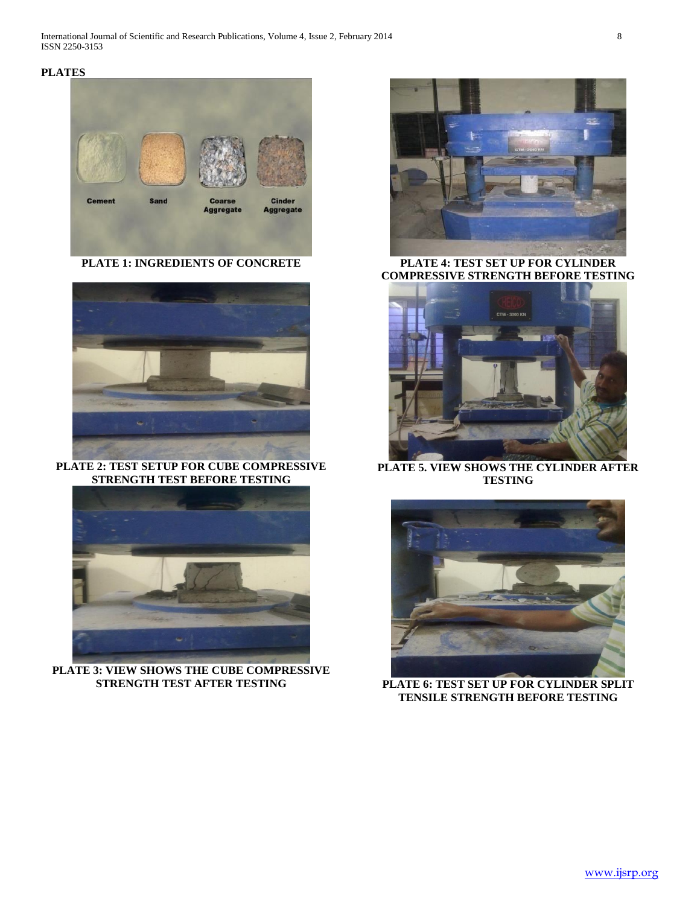**PLATES**

Cement Sand Coarse Aggregate Cinder Aggregate

**PLATE 1: INGREDIENTS OF CONCRETE**

**PLATE 2: TEST SETUP FOR CUBE COMPRESSIVE STRENGTH TEST BEFORE TESTING**

**PLATE 3: VIEW SHOWS THE CUBE COMPRESSIVE STRENGTH TEST AFTER TESTING**

**PLATE 4: TEST SET UP FOR CYLINDER COMPRESSIVE STRENGTH BEFORE TESTING**

**PLATE 5. VIEW SHOWS THE CYLINDER AFTER TESTING**

**PLATE 6: TEST SET UP FOR CYLINDER SPLIT TENSILE STRENGTH BEFORE TESTING**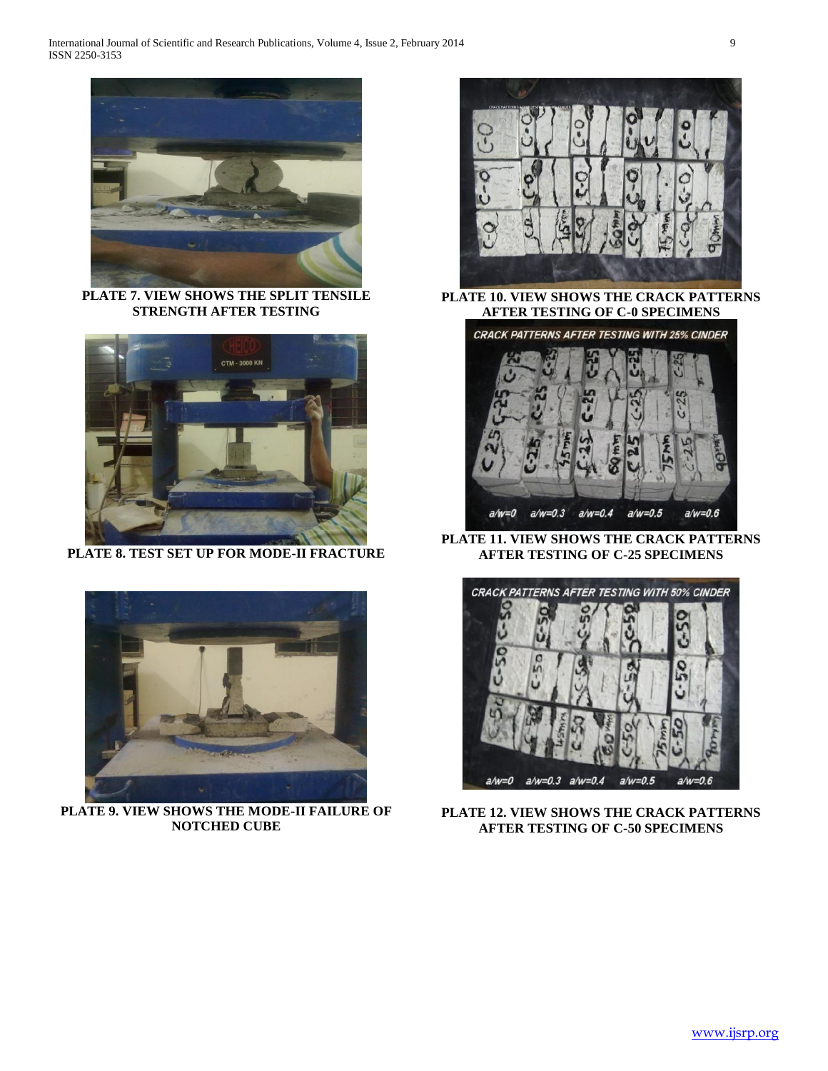PLATE 7. VIEW SHOWS THE SPLIT TENSILE STRENGTH AFTER TESTING

PLATE 8. TEST SET UP FOR MODE-II FRACTURE

PLATE 9. VIEW SHOWS THE MODE-II FAILURE OF NOTCHED CUBE

PLATE 10. VIEW SHOWS THE CRACK PATTERNS AFTER TESTING OF C-0 SPECIMENS

PLATE 11. VIEW SHOWS THE CRACK PATTERNS AFTER TESTING OF C-25 SPECIMENS

PLATE 12. VIEW SHOWS THE CRACK PATTERNS AFTER TESTING OF C-50 SPECIMENS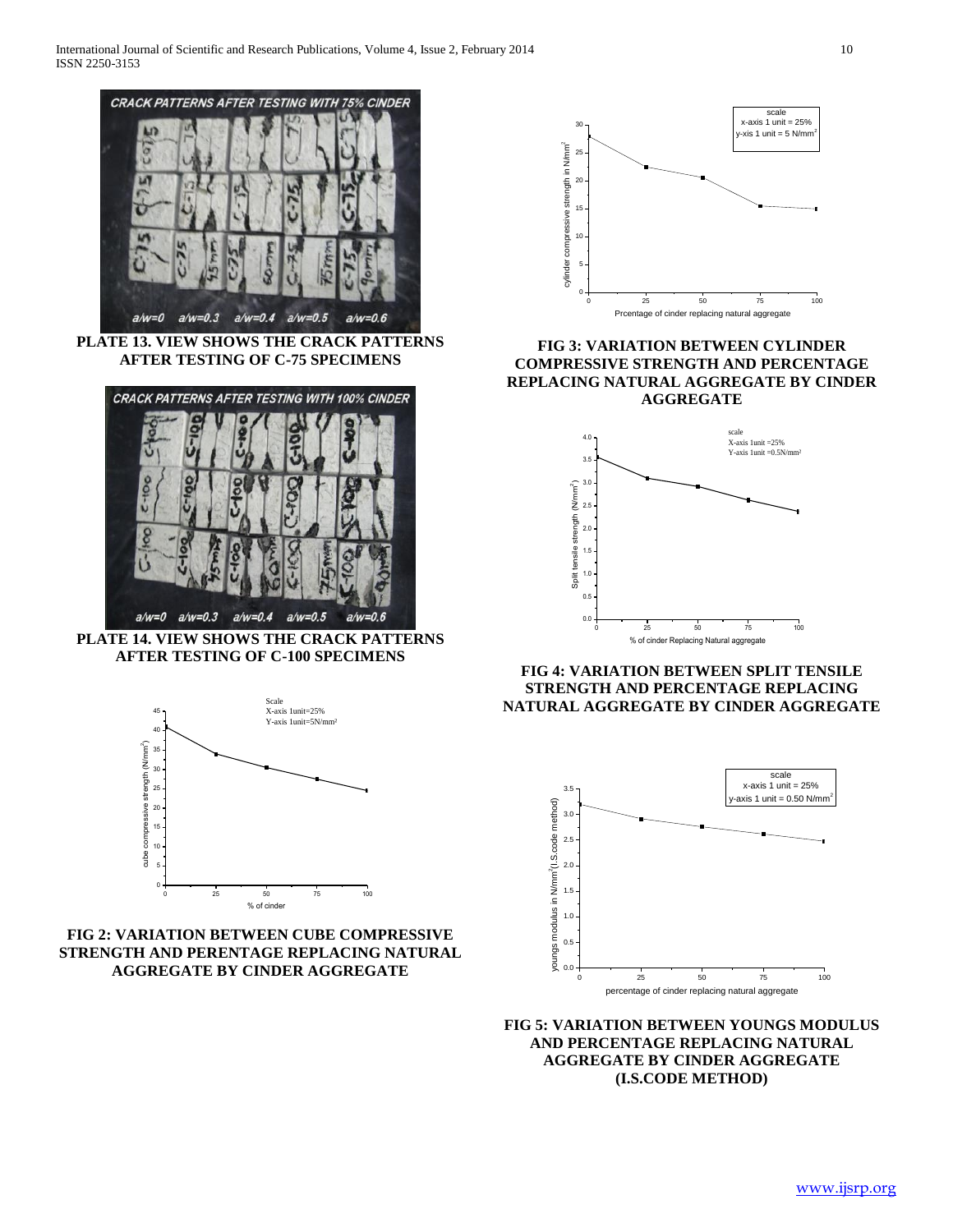**PLATE 13. VIEW SHOWS THE CRACK PATTERNS AFTER TESTING OF C-75 SPECIMENS**

**PLATE 14. VIEW SHOWS THE CRACK PATTERNS AFTER TESTING OF C-100 SPECIMENS**

**FIG 2: VARIATION BETWEEN CUBE COMPRESSIVE STRENGTH AND PERENTAGE REPLACING NATURAL AGGREGATE BY CINDER AGGREGATE**

**FIG 3: VARIATION BETWEEN CYLINDER COMPRESSIVE STRENGTH AND PERCENTAGE REPLACING NATURAL AGGREGATE BY CINDER AGGREGATE**

**FIG 4: VARIATION BETWEEN SPLIT TENSILE STRENGTH AND PERCENTAGE REPLACING NATURAL AGGREGATE BY CINDER AGGREGATE**

**FIG 5: VARIATION BETWEEN YOUNGS MODULUS AND PERCENTAGE REPLACING NATURAL AGGREGATE BY CINDER AGGREGATE (I.S.CODE METHOD)**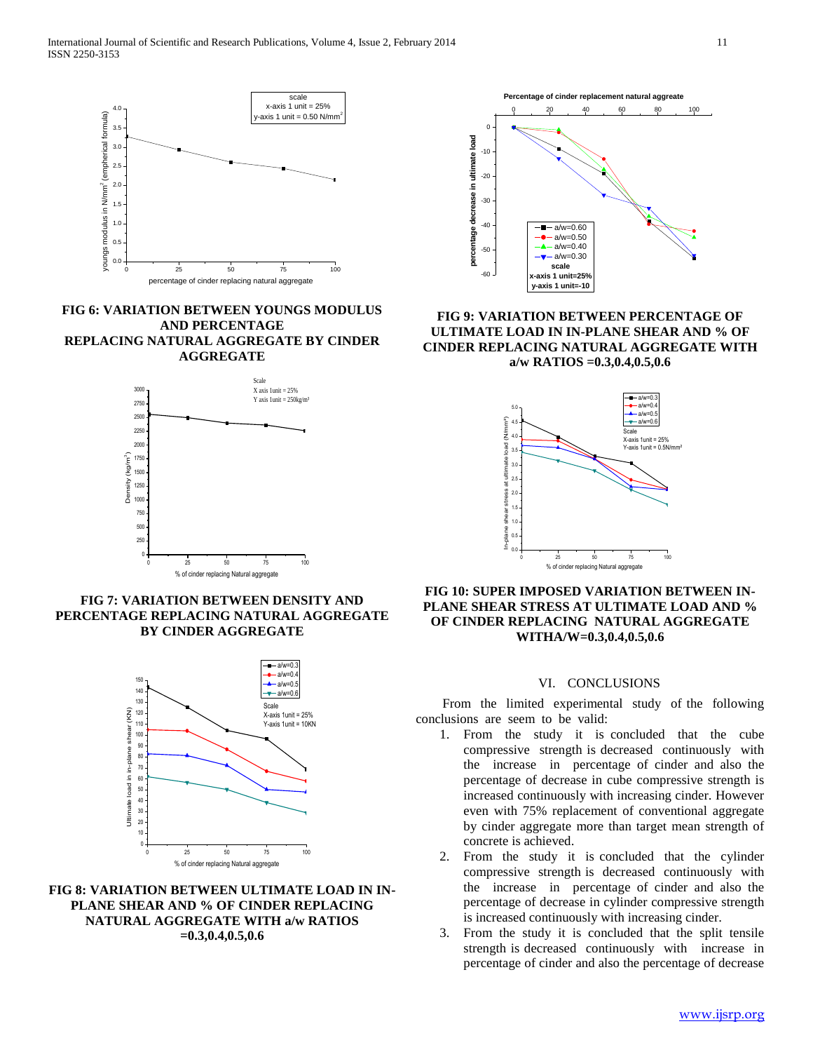scale
x-axis 1 unit = 25%
y-axis 1 unit = 0.50 N/mm²

youngs modulus in N/mm² (empherical formula)

percentage of cinder replacing natural aggregate

**FIG 6: VARIATION BETWEEN YOUNGS MODULUS AND PERCENTAGE REPLACING NATURAL AGGREGATE BY CINDER AGGREGATE**

Scale
X axis 1unit = 25%
Y axis 1unit = 250kg/m³

Density (kg/m³)

% of cinder replacing Natural aggregate

**FIG 7: VARIATION BETWEEN DENSITY AND PERCENTAGE REPLACING NATURAL AGGREGATE BY CINDER AGGREGATE**

a/w=0.3
a/w=0.4
a/w=0.5
a/w=0.6

Scale
X-axis 1unit = 25%
Y-axis 1unit = 10KN

Ultimate load in in-plane shear (KN)

% of cinder replacing Natural aggregate

**FIG 8: VARIATION BETWEEN ULTIMATE LOAD IN IN-PLANE SHEAR AND % OF CINDER REPLACING NATURAL AGGREGATE WITH a/w RATIOS =0.3,0.4,0.5,0.6**

Percentage of cinder replacement natural aggreate

percentage decrease in ultimate load

a/w=0.60
a/w=0.50
a/w=0.40
a/w=0.30

scale
x-axis 1 unit=25%
y-axis 1 unit=-10

**FIG 9: VARIATION BETWEEN PERCENTAGE OF ULTIMATE LOAD IN IN-PLANE SHEAR AND % OF CINDER REPLACING NATURAL AGGREGATE WITH a/w RATIOS =0.3,0.4,0.5,0.6**

a/w=0.3
a/w=0.4
a/w=0.5
a/w=0.6

Scale
X-axis 1unit = 25%
Y-axis 1unit = 0.5N/mm²

In-plane shear stress at ultimate load (N/mm²)

% of cinder replacing Natural aggregate

**FIG 10: SUPER IMPOSED VARIATION BETWEEN IN-PLANE SHEAR STRESS AT ULTIMATE LOAD AND % OF CINDER REPLACING NATURAL AGGREGATE WITHA/W=0.3,0.4,0.5,0.6**

## VI. CONCLUSIONS

From the limited experimental study of the following conclusions are seem to be valid:

1. From the study it is concluded that the cube compressive strength is decreased continuously with the increase in percentage of cinder and also the percentage of decrease in cube compressive strength is increased continuously with increasing cinder. However even with 75% replacement of conventional aggregate by cinder aggregate more than target mean strength of concrete is achieved.
2. From the study it is concluded that the cylinder compressive strength is decreased continuously with the increase in percentage of cinder and also the percentage of decrease in cylinder compressive strength is increased continuously with increasing cinder.
3. From the study it is concluded that the split tensile strength is decreased continuously with increase in percentage of cinder and also the percentage of decrease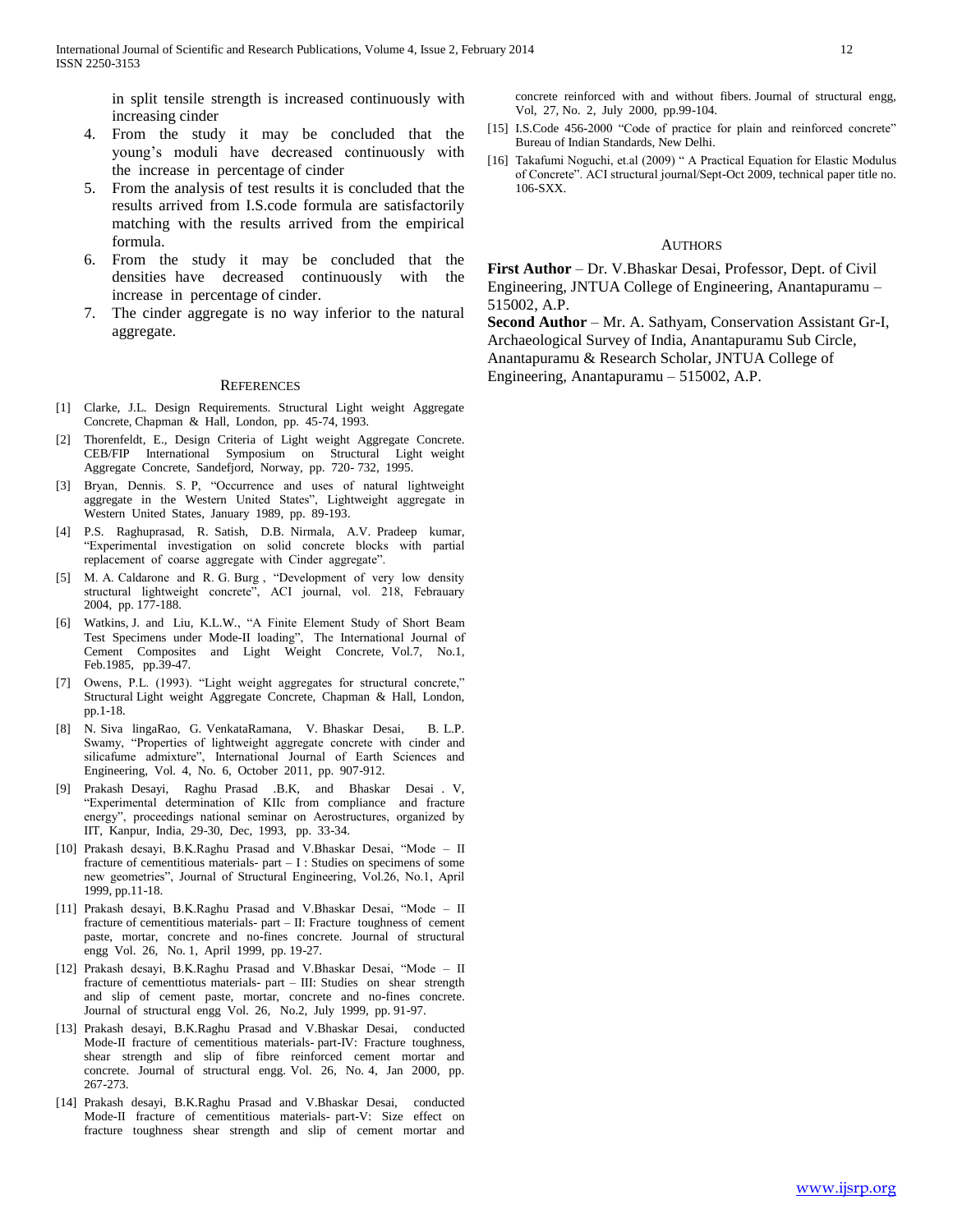in split tensile strength is increased continuously with increasing cinder

4. From the study it may be concluded that the young's moduli have decreased continuously with the increase in percentage of cinder
5. From the analysis of test results it is concluded that the results arrived from I.S.code formula are satisfactorily matching with the results arrived from the empirical formula.
6. From the study it may be concluded that the densities have decreased continuously with the increase in percentage of cinder.
7. The cinder aggregate is no way inferior to the natural aggregate.

## References

[1] Clarke, J.L. Design Requirements. Structural Light weight Aggregate Concrete, Chapman & Hall, London, pp. 45-74, 1993.

[2] Thorenfeldt, E., Design Criteria of Light weight Aggregate Concrete. CEB/FIP International Symposium on Structural Light weight Aggregate Concrete, Sandefjord, Norway, pp. 720- 732, 1995.

[3] Bryan, Dennis. S. P, "Occurrence and uses of natural lightweight aggregate in the Western United States", Lightweight aggregate in Western United States, January 1989, pp. 89-193.

[4] P.S. Raghuprasad, R. Satish, D.B. Nirmala, A.V. Pradeep kumar, "Experimental investigation on solid concrete blocks with partial replacement of coarse aggregate with Cinder aggregate".

[5] M. A. Caldarone and R. G. Burg , "Development of very low density structural lightweight concrete", ACI journal, vol. 218, Febrauary 2004, pp. 177-188.

[6] Watkins, J. and Liu, K.L.W., "A Finite Element Study of Short Beam Test Specimens under Mode-II loading", The International Journal of Cement Composites and Light Weight Concrete, Vol.7, No.1, Feb.1985, pp.39-47.

[7] Owens, P.L. (1993). "Light weight aggregates for structural concrete," Structural Light weight Aggregate Concrete, Chapman & Hall, London, pp.1-18.

[8] N. Siva lingaRao, G. VenkataRamana, V. Bhaskar Desai, B. L.P. Swamy, "Properties of lightweight aggregate concrete with cinder and silicafume admixture", International Journal of Earth Sciences and Engineering, Vol. 4, No. 6, October 2011, pp. 907-912.

[9] Prakash Desayi, Raghu Prasad .B.K, and Bhaskar Desai . V, "Experimental determination of KIIc from compliance and fracture energy", proceedings national seminar on Aerostructures, organized by IIT, Kanpur, India, 29-30, Dec, 1993, pp. 33-34.

[10] Prakash desayi, B.K.Raghu Prasad and V.Bhaskar Desai, "Mode – II fracture of cementitious materials- part – I : Studies on specimens of some new geometries", Journal of Structural Engineering, Vol.26, No.1, April 1999, pp.11-18.

[11] Prakash desayi, B.K.Raghu Prasad and V.Bhaskar Desai, "Mode – II fracture of cementitious materials- part – II: Fracture toughness of cement paste, mortar, concrete and no-fines concrete. Journal of structural engg Vol. 26, No. 1, April 1999, pp. 19-27.

[12] Prakash desayi, B.K.Raghu Prasad and V.Bhaskar Desai, "Mode – II fracture of cementtiotus materials- part – III: Studies on shear strength and slip of cement paste, mortar, concrete and no-fines concrete. Journal of structural engg Vol. 26, No.2, July 1999, pp. 91-97.

[13] Prakash desayi, B.K.Raghu Prasad and V.Bhaskar Desai, conducted Mode-II fracture of cementitious materials- part-IV: Fracture toughness, shear strength and slip of fibre reinforced cement mortar and concrete. Journal of structural engg. Vol. 26, No. 4, Jan 2000, pp. 267-273.

[14] Prakash desayi, B.K.Raghu Prasad and V.Bhaskar Desai, conducted Mode-II fracture of cementitious materials- part-V: Size effect on fracture toughness shear strength and slip of cement mortar and concrete reinforced with and without fibers. Journal of structural engg, Vol, 27, No. 2, July 2000, pp.99-104.

[15] I.S.Code 456-2000 "Code of practice for plain and reinforced concrete" Bureau of Indian Standards, New Delhi.

[16] Takafumi Noguchi, et.al (2009) " A Practical Equation for Elastic Modulus of Concrete". ACI structural journal/Sept-Oct 2009, technical paper title no. 106-SXX.

## Authors

**First Author** – Dr. V.Bhaskar Desai, Professor, Dept. of Civil Engineering, JNTUA College of Engineering, Anantapuramu – 515002, A.P.

**Second Author** – Mr. A. Sathyam, Conservation Assistant Gr-I, Archaeological Survey of India, Anantapuramu Sub Circle, Anantapuramu & Research Scholar, JNTUA College of Engineering, Anantapuramu – 515002, A.P.